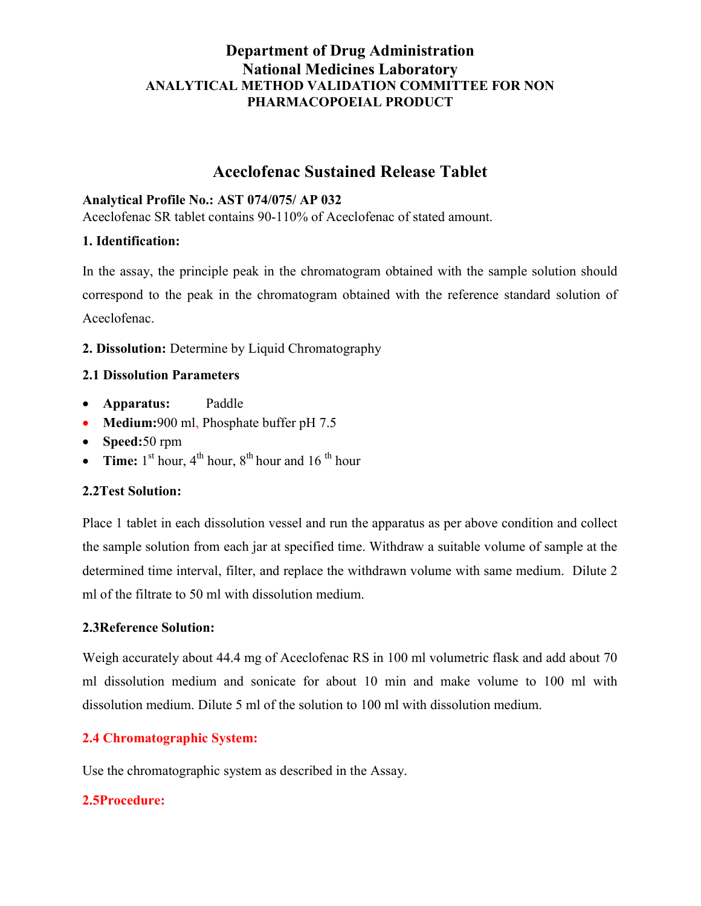# Department of Drug Administration
# National Medicines Laboratory
## ANALYTICAL METHOD VALIDATION COMMITTEE FOR NON PHARMACOPOEIAL PRODUCT

## Aceclofenac Sustained Release Tablet

**Analytical Profile No.: AST 074/075/ AP 032**

Aceclofenac SR tablet contains 90-110% of Aceclofenac of stated amount.

**1. Identification:**

In the assay, the principle peak in the chromatogram obtained with the sample solution should correspond to the peak in the chromatogram obtained with the reference standard solution of Aceclofenac.

**2. Dissolution:** Determine by Liquid Chromatography

**2.1 Dissolution Parameters**

- **Apparatus:** Paddle
- **Medium:**900 ml, Phosphate buffer pH 7.5
- **Speed:**50 rpm
- **Time:** 1st hour, 4th hour, 8th hour and 16 th hour

**2.2Test Solution:**

Place 1 tablet in each dissolution vessel and run the apparatus as per above condition and collect the sample solution from each jar at specified time. Withdraw a suitable volume of sample at the determined time interval, filter, and replace the withdrawn volume with same medium. Dilute 2 ml of the filtrate to 50 ml with dissolution medium.

**2.3Reference Solution:**

Weigh accurately about 44.4 mg of Aceclofenac RS in 100 ml volumetric flask and add about 70 ml dissolution medium and sonicate for about 10 min and make volume to 100 ml with dissolution medium. Dilute 5 ml of the solution to 100 ml with dissolution medium.

**2.4 Chromatographic System:**

Use the chromatographic system as described in the Assay.

**2.5Procedure:**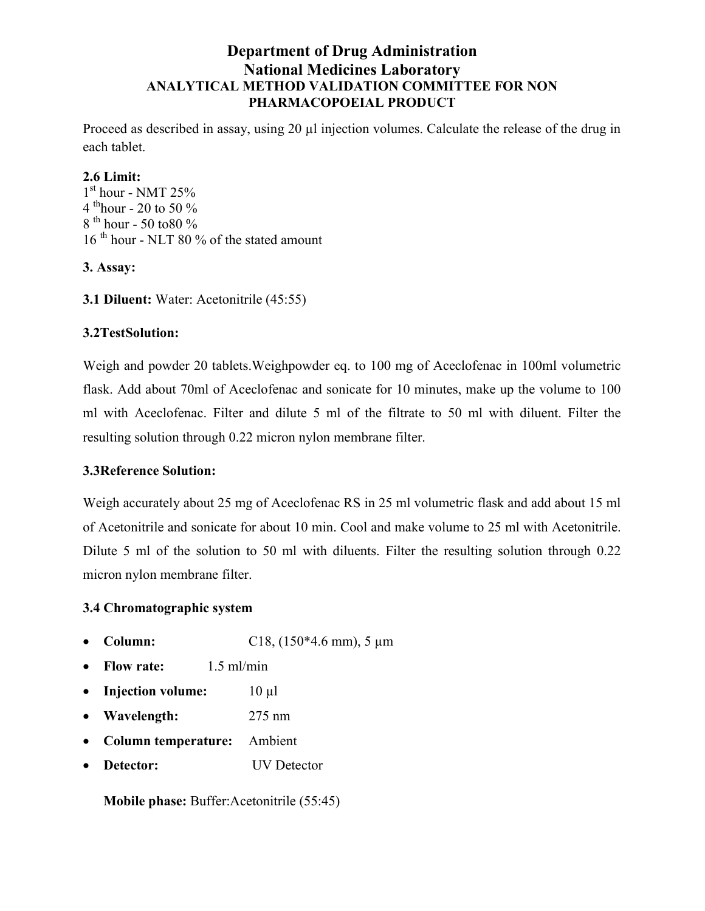# Department of Drug Administration
# National Medicines Laboratory
## ANALYTICAL METHOD VALIDATION COMMITTEE FOR NON PHARMACOPOEIAL PRODUCT

Proceed as described in assay, using 20 µl injection volumes. Calculate the release of the drug in each tablet.

**2.6 Limit:**
1st hour - NMT 25%
4 th hour - 20 to 50 %
8 th hour - 50 to80 %
16 th hour - NLT 80 % of the stated amount

**3. Assay:**

**3.1 Diluent:** Water: Acetonitrile (45:55)

**3.2TestSolution:**

Weigh and powder 20 tablets.Weighpowder eq. to 100 mg of Aceclofenac in 100ml volumetric flask. Add about 70ml of Aceclofenac and sonicate for 10 minutes, make up the volume to 100 ml with Aceclofenac. Filter and dilute 5 ml of the filtrate to 50 ml with diluent. Filter the resulting solution through 0.22 micron nylon membrane filter.

**3.3Reference Solution:**

Weigh accurately about 25 mg of Aceclofenac RS in 25 ml volumetric flask and add about 15 ml of Acetonitrile and sonicate for about 10 min. Cool and make volume to 25 ml with Acetonitrile. Dilute 5 ml of the solution to 50 ml with diluents. Filter the resulting solution through 0.22 micron nylon membrane filter.

**3.4 Chromatographic system**

- **Column:** C18, (150*4.6 mm), 5 µm
- **Flow rate:** 1.5 ml/min
- **Injection volume:** 10 µl
- **Wavelength:** 275 nm
- **Column temperature:** Ambient
- **Detector:** UV Detector

**Mobile phase:** Buffer:Acetonitrile (55:45)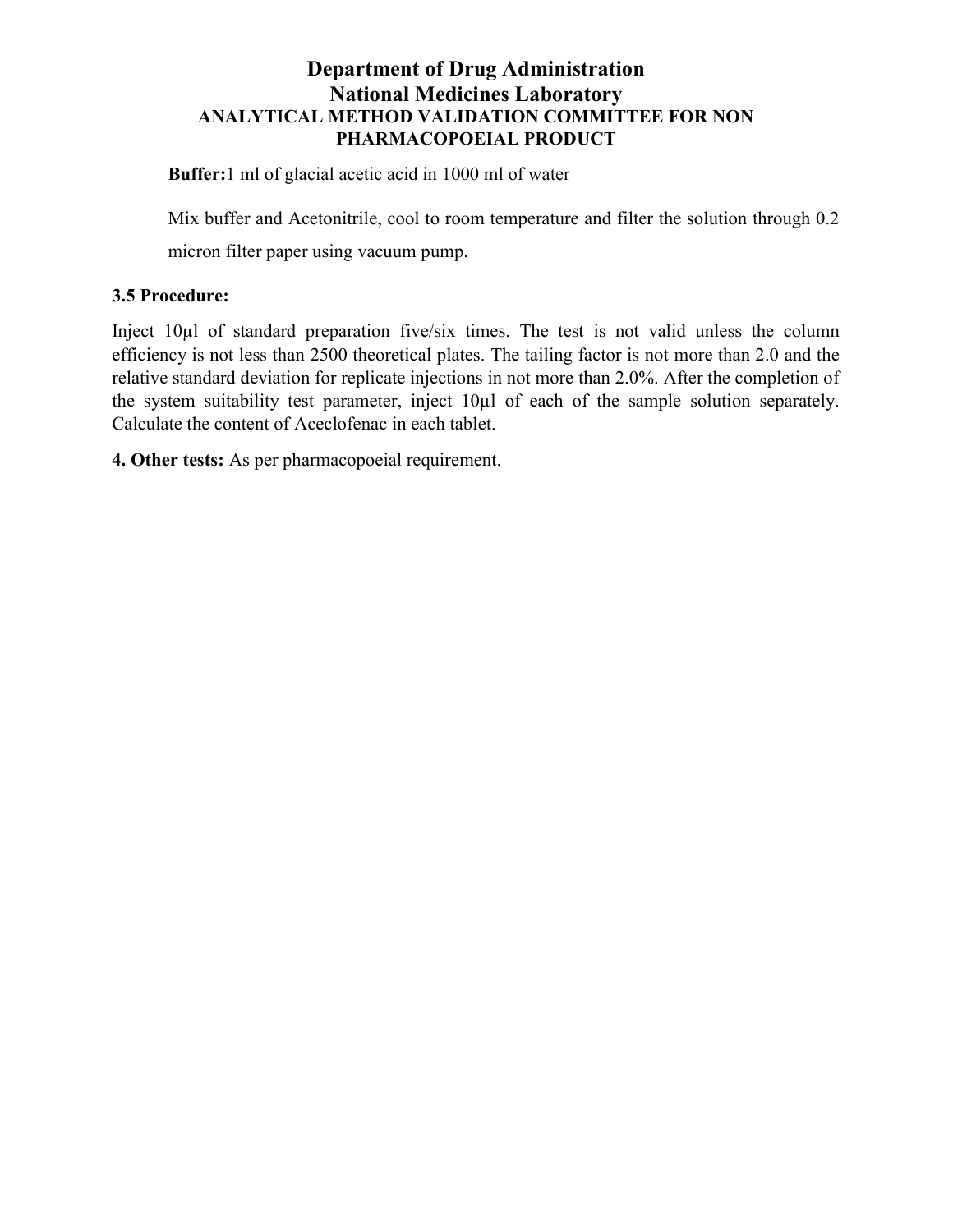**Buffer:**1 ml of glacial acetic acid in 1000 ml of water

Mix buffer and Acetonitrile, cool to room temperature and filter the solution through 0.2 micron filter paper using vacuum pump.

**3.5 Procedure:**

Inject 10μl of standard preparation five/six times. The test is not valid unless the column efficiency is not less than 2500 theoretical plates. The tailing factor is not more than 2.0 and the relative standard deviation for replicate injections in not more than 2.0%. After the completion of the system suitability test parameter, inject 10μl of each of the sample solution separately. Calculate the content of Aceclofenac in each tablet.

**4. Other tests:** As per pharmacopoeial requirement.